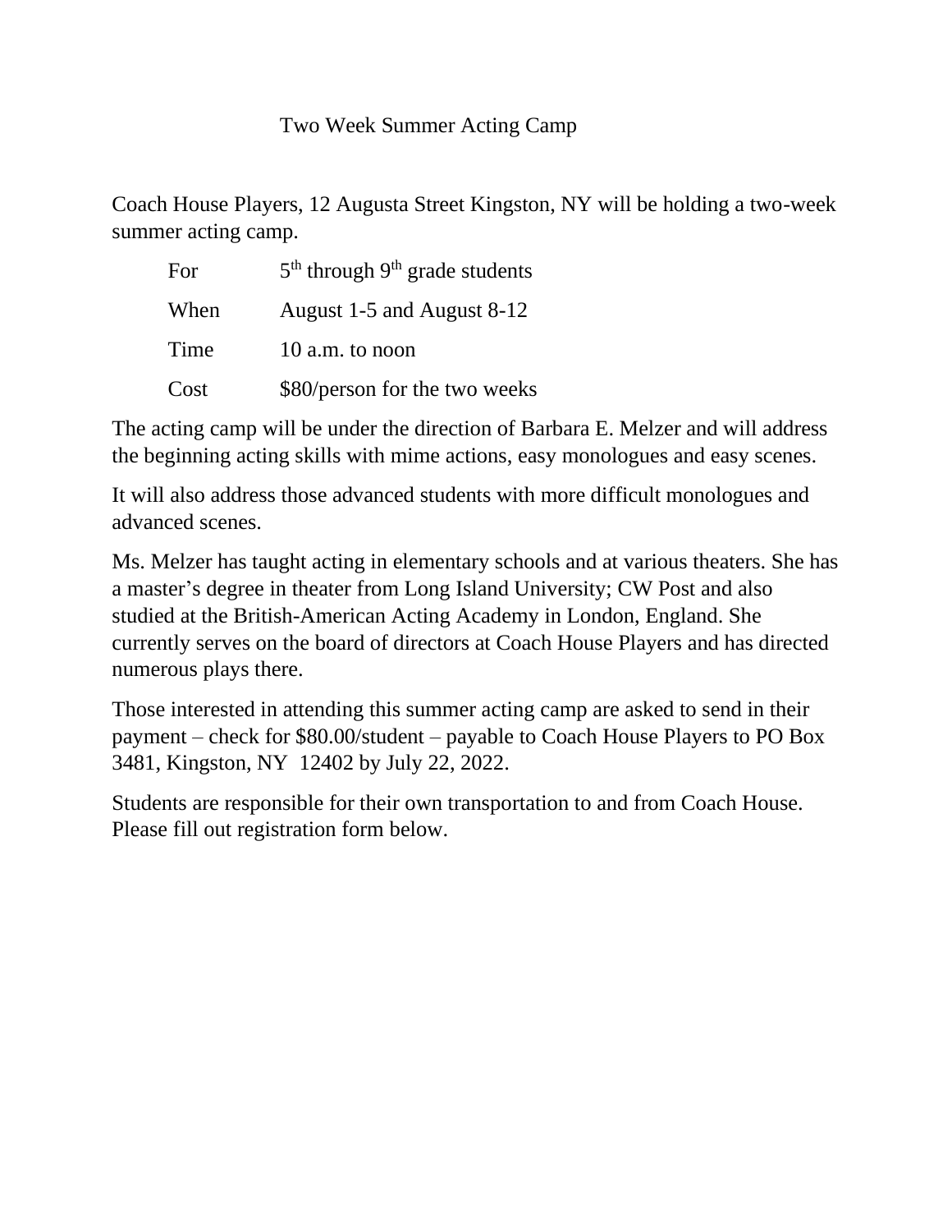# Two Week Summer Acting Camp

Coach House Players, 12 Augusta Street Kingston, NY will be holding a two-week summer acting camp.

| | |
|---|---|
| For | 5th through 9th grade students |
| When | August 1-5 and August 8-12 |
| Time | 10 a.m. to noon |
| Cost | $80/person for the two weeks |

The acting camp will be under the direction of Barbara E. Melzer and will address the beginning acting skills with mime actions, easy monologues and easy scenes.

It will also address those advanced students with more difficult monologues and advanced scenes.

Ms. Melzer has taught acting in elementary schools and at various theaters. She has a master's degree in theater from Long Island University; CW Post and also studied at the British-American Acting Academy in London, England. She currently serves on the board of directors at Coach House Players and has directed numerous plays there.

Those interested in attending this summer acting camp are asked to send in their payment – check for $80.00/student – payable to Coach House Players to PO Box 3481, Kingston, NY 12402 by July 22, 2022.

Students are responsible for their own transportation to and from Coach House. Please fill out registration form below.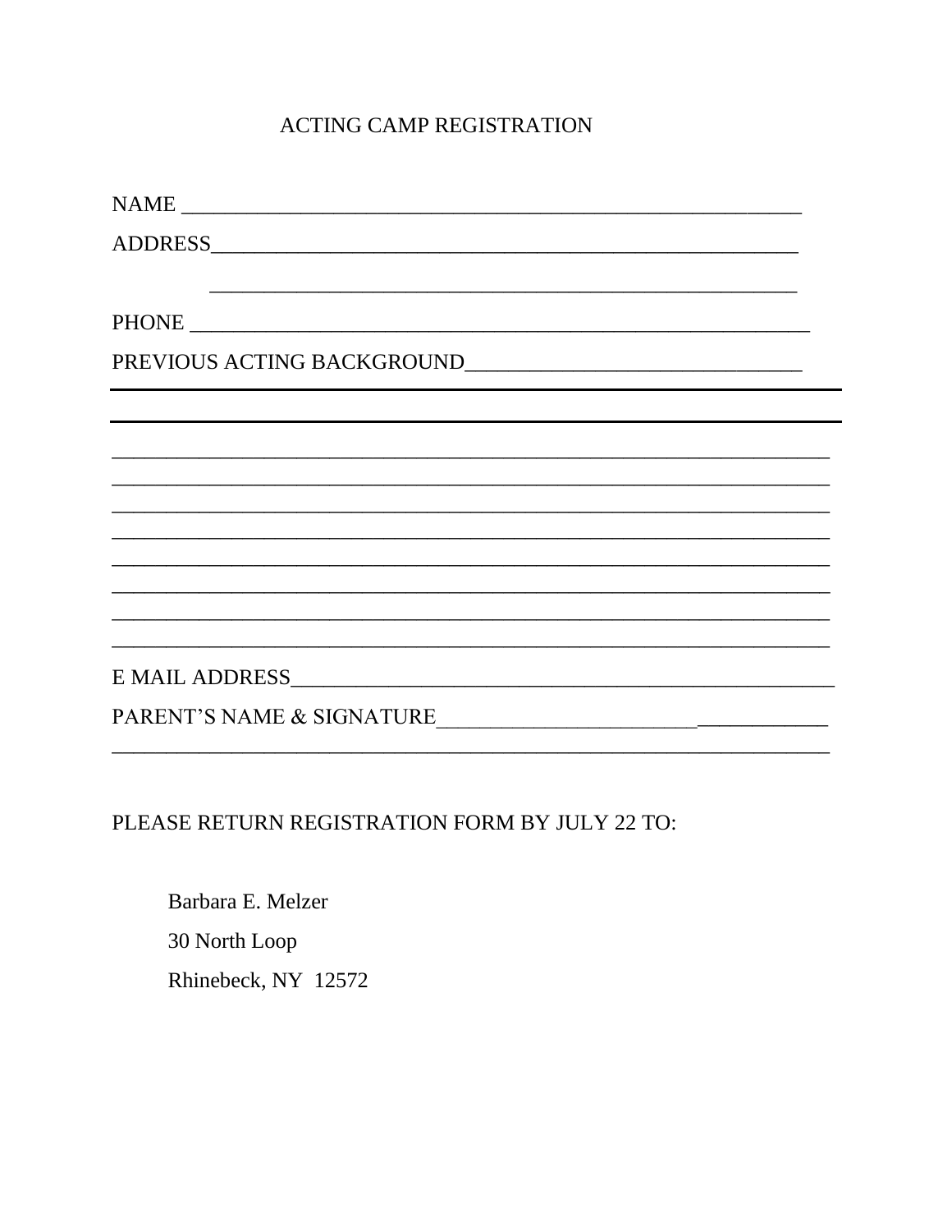# ACTING CAMP REGISTRATION

NAME ___________________________________________________________

ADDRESS_______________________________________________________

_______________________________________________________

PHONE __________________________________________________________

PREVIOUS ACTING BACKGROUND_______________________________

___________________________________________________________________

___________________________________________________________________

___________________________________________________________________

___________________________________________________________________

___________________________________________________________________

___________________________________________________________________

___________________________________________________________________

___________________________________________________________________

___________________________________________________________________

___________________________________________________________________

E MAIL ADDRESS_____________________________________________________

PARENT'S NAME & SIGNATURE____________________________________

___________________________________________________________________

PLEASE RETURN REGISTRATION FORM BY JULY 22 TO:

Barbara E. Melzer

30 North Loop

Rhinebeck, NY 12572